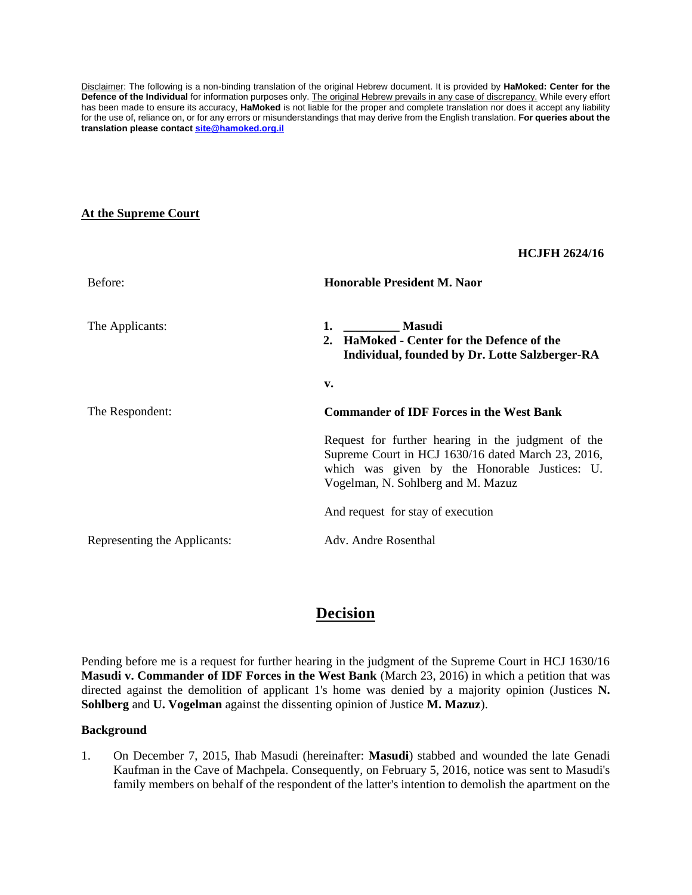Disclaimer: The following is a non-binding translation of the original Hebrew document. It is provided by **HaMoked: Center for the Defence of the Individual** for information purposes only. The original Hebrew prevails in any case of discrepancy. While every effort has been made to ensure its accuracy, **HaMoked** is not liable for the proper and complete translation nor does it accept any liability for the use of, reliance on, or for any errors or misunderstandings that may derive from the English translation. **For queries about the translation please contact site@hamoked.org.il**

**At the Supreme Court**

**HCJFH 2624/16**

Before: **Honorable President M. Naor**

The Applicants:

1. **_________ Masudi**
2. **HaMoked - Center for the Defence of the Individual, founded by Dr. Lotte Salzberger-RA**

**v.**

The Respondent: **Commander of IDF Forces in the West Bank**

Request for further hearing in the judgment of the Supreme Court in HCJ 1630/16 dated March 23, 2016, which was given by the Honorable Justices: U. Vogelman, N. Sohlberg and M. Mazuz

And request for stay of execution

Representing the Applicants: Adv. Andre Rosenthal

# Decision

Pending before me is a request for further hearing in the judgment of the Supreme Court in HCJ 1630/16 **Masudi v. Commander of IDF Forces in the West Bank** (March 23, 2016) in which a petition that was directed against the demolition of applicant 1's home was denied by a majority opinion (Justices **N. Sohlberg** and **U. Vogelman** against the dissenting opinion of Justice **M. Mazuz**).

**Background**

1. On December 7, 2015, Ihab Masudi (hereinafter: **Masudi**) stabbed and wounded the late Genadi Kaufman in the Cave of Machpela. Consequently, on February 5, 2016, notice was sent to Masudi's family members on behalf of the respondent of the latter's intention to demolish the apartment on the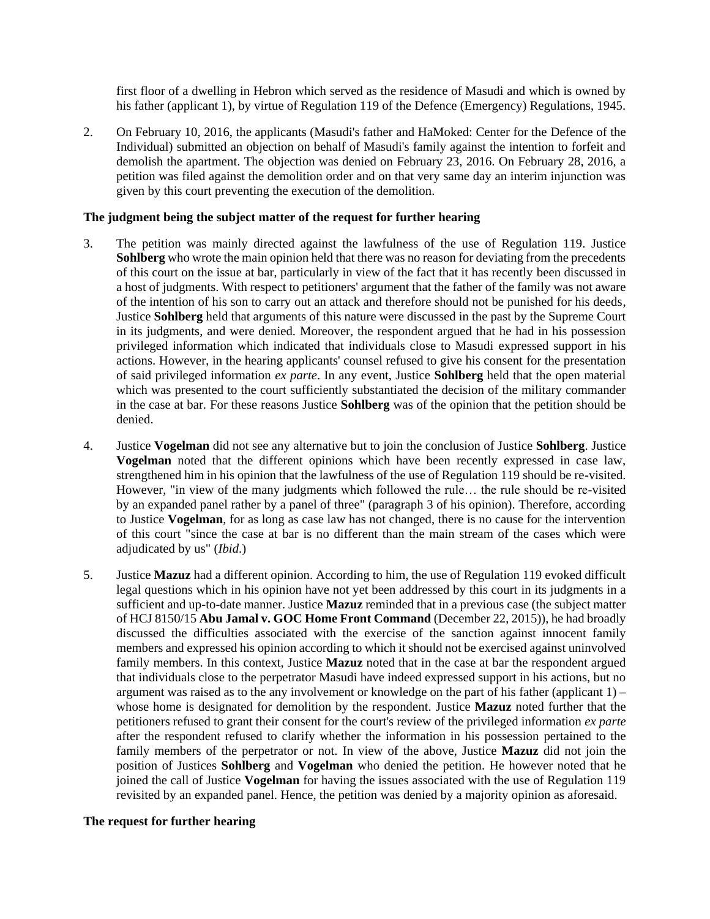first floor of a dwelling in Hebron which served as the residence of Masudi and which is owned by his father (applicant 1), by virtue of Regulation 119 of the Defence (Emergency) Regulations, 1945.

2. On February 10, 2016, the applicants (Masudi's father and HaMoked: Center for the Defence of the Individual) submitted an objection on behalf of Masudi's family against the intention to forfeit and demolish the apartment. The objection was denied on February 23, 2016. On February 28, 2016, a petition was filed against the demolition order and on that very same day an interim injunction was given by this court preventing the execution of the demolition.

**The judgment being the subject matter of the request for further hearing**

3. The petition was mainly directed against the lawfulness of the use of Regulation 119. Justice **Sohlberg** who wrote the main opinion held that there was no reason for deviating from the precedents of this court on the issue at bar, particularly in view of the fact that it has recently been discussed in a host of judgments. With respect to petitioners' argument that the father of the family was not aware of the intention of his son to carry out an attack and therefore should not be punished for his deeds, Justice **Sohlberg** held that arguments of this nature were discussed in the past by the Supreme Court in its judgments, and were denied. Moreover, the respondent argued that he had in his possession privileged information which indicated that individuals close to Masudi expressed support in his actions. However, in the hearing applicants' counsel refused to give his consent for the presentation of said privileged information *ex parte*. In any event, Justice **Sohlberg** held that the open material which was presented to the court sufficiently substantiated the decision of the military commander in the case at bar. For these reasons Justice **Sohlberg** was of the opinion that the petition should be denied.

4. Justice **Vogelman** did not see any alternative but to join the conclusion of Justice **Sohlberg**. Justice **Vogelman** noted that the different opinions which have been recently expressed in case law, strengthened him in his opinion that the lawfulness of the use of Regulation 119 should be re-visited. However, "in view of the many judgments which followed the rule… the rule should be re-visited by an expanded panel rather by a panel of three" (paragraph 3 of his opinion). Therefore, according to Justice **Vogelman**, for as long as case law has not changed, there is no cause for the intervention of this court "since the case at bar is no different than the main stream of the cases which were adjudicated by us" (*Ibid*.)

5. Justice **Mazuz** had a different opinion. According to him, the use of Regulation 119 evoked difficult legal questions which in his opinion have not yet been addressed by this court in its judgments in a sufficient and up-to-date manner. Justice **Mazuz** reminded that in a previous case (the subject matter of HCJ 8150/15 **Abu Jamal v. GOC Home Front Command** (December 22, 2015)), he had broadly discussed the difficulties associated with the exercise of the sanction against innocent family members and expressed his opinion according to which it should not be exercised against uninvolved family members. In this context, Justice **Mazuz** noted that in the case at bar the respondent argued that individuals close to the perpetrator Masudi have indeed expressed support in his actions, but no argument was raised as to the any involvement or knowledge on the part of his father (applicant 1) – whose home is designated for demolition by the respondent. Justice **Mazuz** noted further that the petitioners refused to grant their consent for the court's review of the privileged information *ex parte* after the respondent refused to clarify whether the information in his possession pertained to the family members of the perpetrator or not. In view of the above, Justice **Mazuz** did not join the position of Justices **Sohlberg** and **Vogelman** who denied the petition. He however noted that he joined the call of Justice **Vogelman** for having the issues associated with the use of Regulation 119 revisited by an expanded panel. Hence, the petition was denied by a majority opinion as aforesaid.

**The request for further hearing**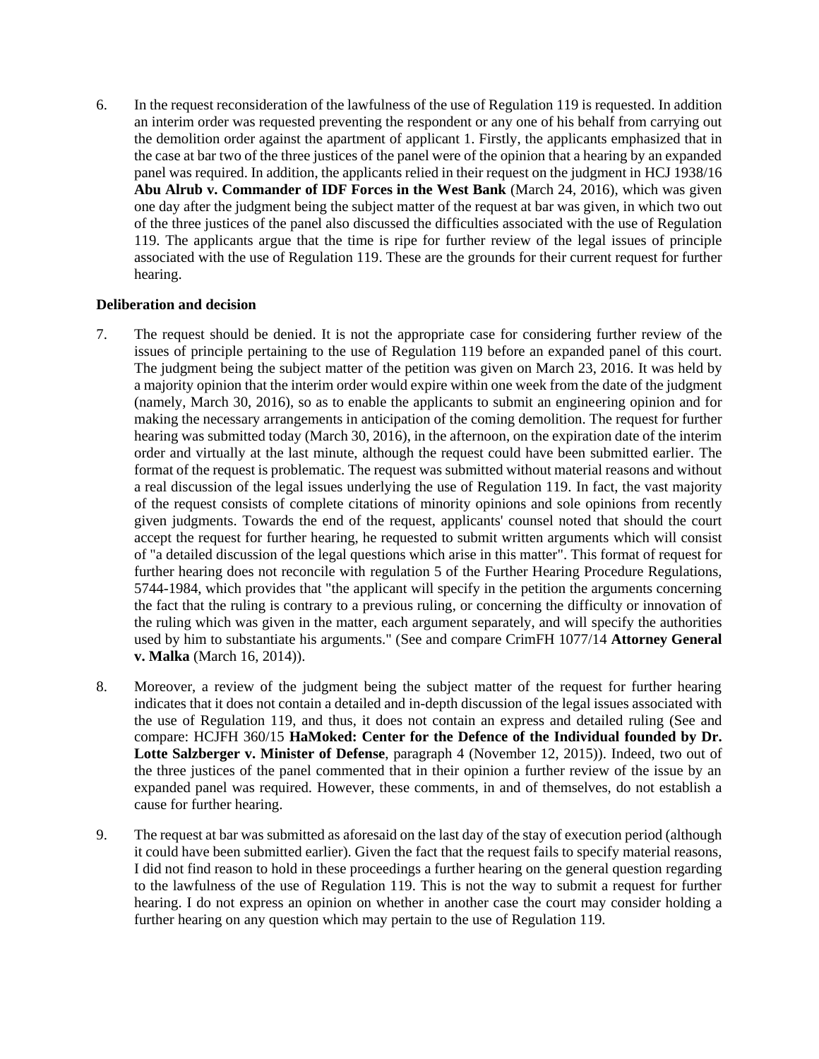6. In the request reconsideration of the lawfulness of the use of Regulation 119 is requested. In addition an interim order was requested preventing the respondent or any one of his behalf from carrying out the demolition order against the apartment of applicant 1. Firstly, the applicants emphasized that in the case at bar two of the three justices of the panel were of the opinion that a hearing by an expanded panel was required. In addition, the applicants relied in their request on the judgment in HCJ 1938/16 **Abu Alrub v. Commander of IDF Forces in the West Bank** (March 24, 2016), which was given one day after the judgment being the subject matter of the request at bar was given, in which two out of the three justices of the panel also discussed the difficulties associated with the use of Regulation 119. The applicants argue that the time is ripe for further review of the legal issues of principle associated with the use of Regulation 119. These are the grounds for their current request for further hearing.

**Deliberation and decision**

7. The request should be denied. It is not the appropriate case for considering further review of the issues of principle pertaining to the use of Regulation 119 before an expanded panel of this court. The judgment being the subject matter of the petition was given on March 23, 2016. It was held by a majority opinion that the interim order would expire within one week from the date of the judgment (namely, March 30, 2016), so as to enable the applicants to submit an engineering opinion and for making the necessary arrangements in anticipation of the coming demolition. The request for further hearing was submitted today (March 30, 2016), in the afternoon, on the expiration date of the interim order and virtually at the last minute, although the request could have been submitted earlier. The format of the request is problematic. The request was submitted without material reasons and without a real discussion of the legal issues underlying the use of Regulation 119. In fact, the vast majority of the request consists of complete citations of minority opinions and sole opinions from recently given judgments. Towards the end of the request, applicants' counsel noted that should the court accept the request for further hearing, he requested to submit written arguments which will consist of "a detailed discussion of the legal questions which arise in this matter". This format of request for further hearing does not reconcile with regulation 5 of the Further Hearing Procedure Regulations, 5744-1984, which provides that "the applicant will specify in the petition the arguments concerning the fact that the ruling is contrary to a previous ruling, or concerning the difficulty or innovation of the ruling which was given in the matter, each argument separately, and will specify the authorities used by him to substantiate his arguments." (See and compare CrimFH 1077/14 **Attorney General v. Malka** (March 16, 2014)).

8. Moreover, a review of the judgment being the subject matter of the request for further hearing indicates that it does not contain a detailed and in-depth discussion of the legal issues associated with the use of Regulation 119, and thus, it does not contain an express and detailed ruling (See and compare: HCJFH 360/15 **HaMoked: Center for the Defence of the Individual founded by Dr. Lotte Salzberger v. Minister of Defense**, paragraph 4 (November 12, 2015)). Indeed, two out of the three justices of the panel commented that in their opinion a further review of the issue by an expanded panel was required. However, these comments, in and of themselves, do not establish a cause for further hearing.

9. The request at bar was submitted as aforesaid on the last day of the stay of execution period (although it could have been submitted earlier). Given the fact that the request fails to specify material reasons, I did not find reason to hold in these proceedings a further hearing on the general question regarding to the lawfulness of the use of Regulation 119. This is not the way to submit a request for further hearing. I do not express an opinion on whether in another case the court may consider holding a further hearing on any question which may pertain to the use of Regulation 119.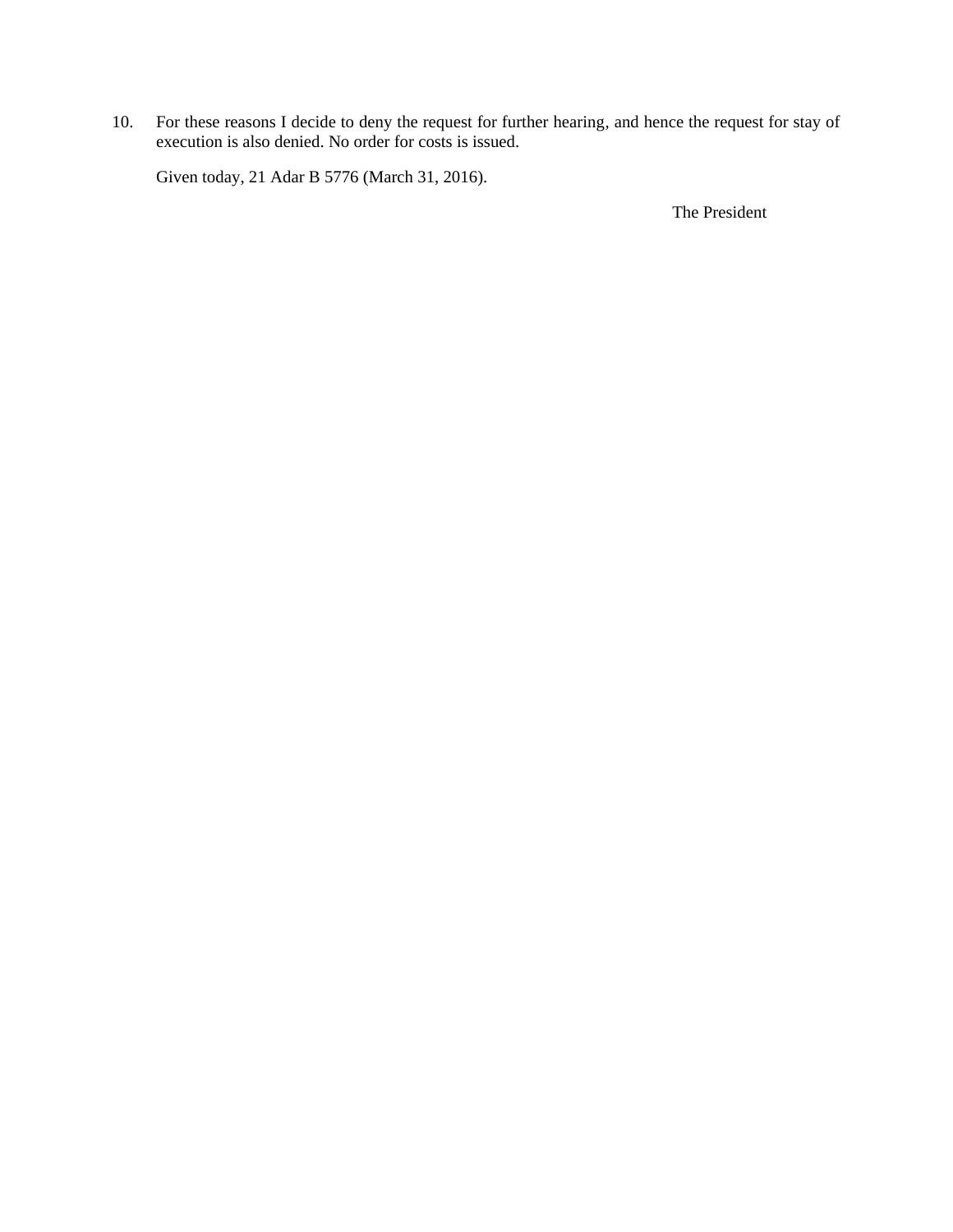10. For these reasons I decide to deny the request for further hearing, and hence the request for stay of execution is also denied. No order for costs is issued.

    Given today, 21 Adar B 5776 (March 31, 2016).

The President